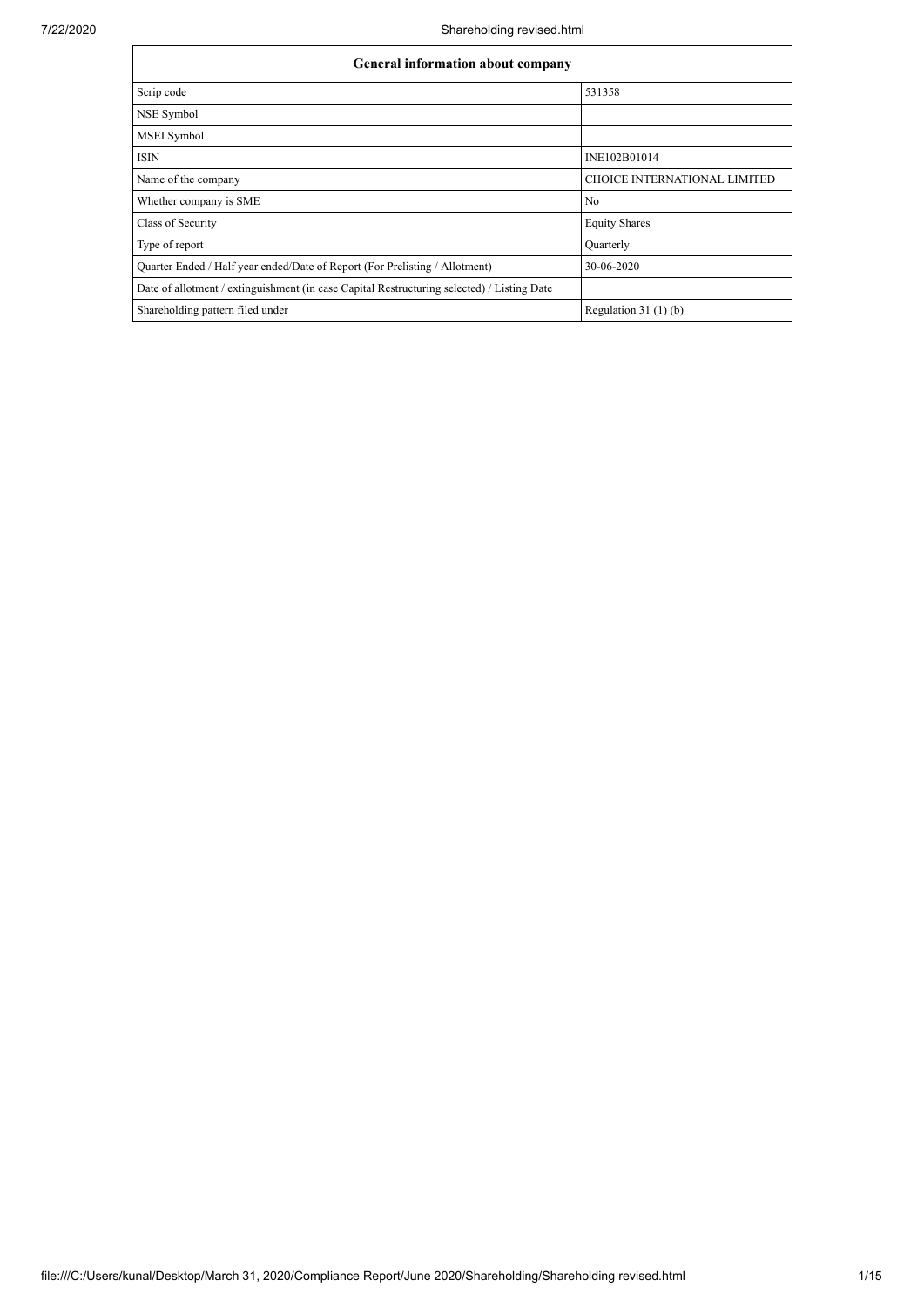| General information about company | |
|---|---|
| Scrip code | 531358 |
| NSE Symbol | |
| MSEI Symbol | |
| ISIN | INE102B01014 |
| Name of the company | CHOICE INTERNATIONAL LIMITED |
| Whether company is SME | No |
| Class of Security | Equity Shares |
| Type of report | Quarterly |
| Quarter Ended / Half year ended/Date of Report (For Prelisting / Allotment) | 30-06-2020 |
| Date of allotment / extinguishment (in case Capital Restructuring selected) / Listing Date | |
| Shareholding pattern filed under | Regulation 31 (1) (b) |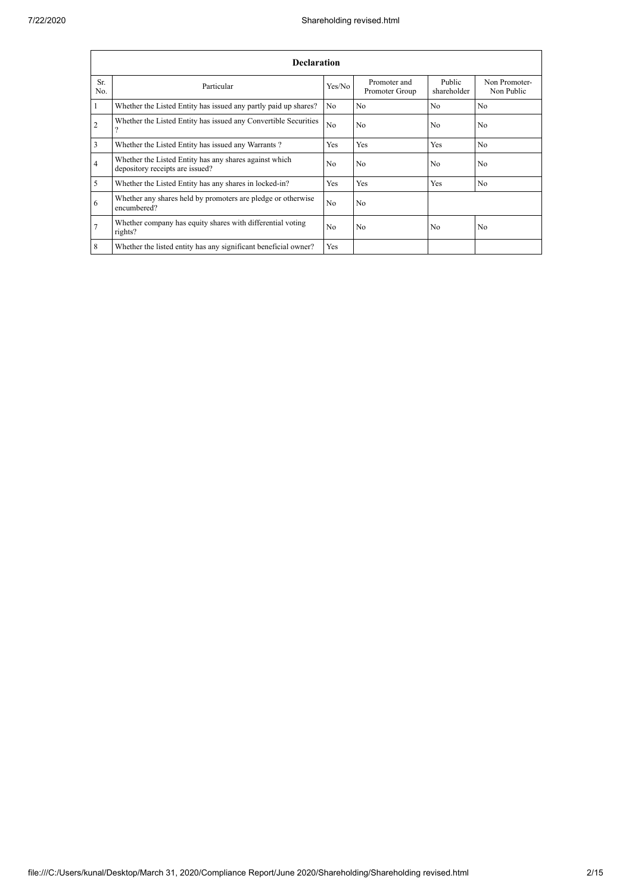| Declaration | | | | | |
|---|---|---|---|---|---|
| Sr. No. | Particular | Yes/No | Promoter and Promoter Group | Public shareholder | Non Promoter- Non Public |
| 1 | Whether the Listed Entity has issued any partly paid up shares? | No | No | No | No |
| 2 | Whether the Listed Entity has issued any Convertible Securities ? | No | No | No | No |
| 3 | Whether the Listed Entity has issued any Warrants ? | Yes | Yes | Yes | No |
| 4 | Whether the Listed Entity has any shares against which depository receipts are issued? | No | No | No | No |
| 5 | Whether the Listed Entity has any shares in locked-in? | Yes | Yes | Yes | No |
| 6 | Whether any shares held by promoters are pledge or otherwise encumbered? | No | No | | |
| 7 | Whether company has equity shares with differential voting rights? | No | No | No | No |
| 8 | Whether the listed entity has any significant beneficial owner? | Yes | | | |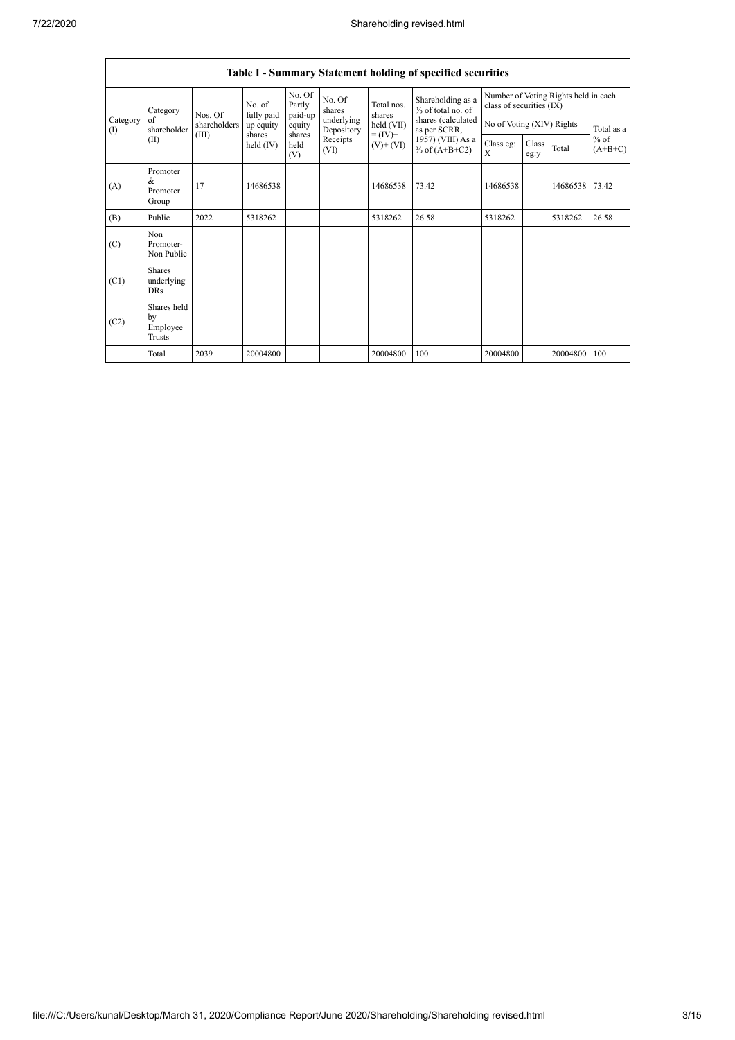## Table I - Summary Statement holding of specified securities

| Category (I) | Category of shareholder (II) | Nos. Of shareholders (III) | No. of fully paid up equity shares held (IV) | No. Of Partly paid-up equity shares held (V) | No. Of shares underlying Depository Receipts (VI) | Total nos. shares held (VII) = (IV)+ (V)+ (VI) | Shareholding as a % of total no. of shares (calculated as per SCRR, 1957) (VIII) As a % of (A+B+C2) | Number of Voting Rights held in each class of securities (IX) | | | |
|---|---|---|---|---|---|---|---|---|---|---|---|
| | | | | | | | | No of Voting (XIV) Rights | | | Total as a % of (A+B+C) |
| | | | | | | | | Class eg: X | Class eg:y | Total | |
| (A) | Promoter & Promoter Group | 17 | 14686538 | | | 14686538 | 73.42 | 14686538 | | 14686538 | 73.42 |
| (B) | Public | 2022 | 5318262 | | | 5318262 | 26.58 | 5318262 | | 5318262 | 26.58 |
| (C) | Non Promoter- Non Public | | | | | | | | | | |
| (C1) | Shares underlying DRs | | | | | | | | | | |
| (C2) | Shares held by Employee Trusts | | | | | | | | | | |
| | Total | 2039 | 20004800 | | | 20004800 | 100 | 20004800 | | 20004800 | 100 |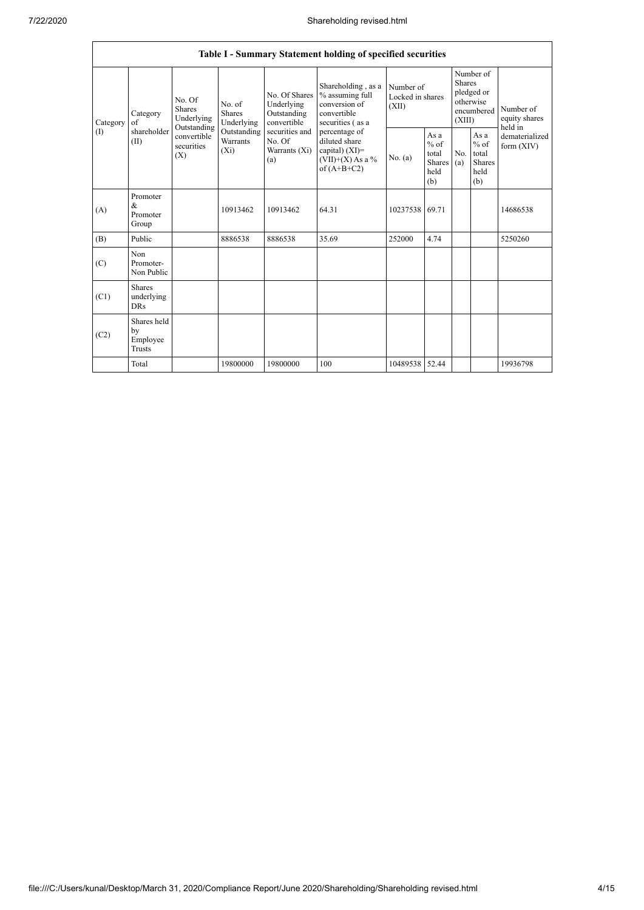| Table I - Summary Statement holding of specified securities | | | | | | | | | | | |
|---|---|---|---|---|---|---|---|---|---|---|---|
| Category (I) | Category of shareholder (II) | No. Of Shares Underlying Outstanding convertible securities (X) | No. of Shares Underlying Outstanding Warrants (Xi) | No. Of Shares Underlying Outstanding convertible securities and No. Of Warrants (Xi) (a) | Shareholding , as a % assuming full conversion of convertible securities ( as a percentage of diluted share capital) (XI)= (VII)+(X) As a % of (A+B+C2) | Number of Locked in shares (XII) | | Number of Shares pledged or otherwise encumbered (XIII) | | Number of equity shares held in dematerialized form (XIV) |
| | | | | | | No. (a) | As a % of total Shares held (b) | No. (a) | As a % of total Shares held (b) | |
| (A) | Promoter & Promoter Group | | 10913462 | 10913462 | 64.31 | 10237538 | 69.71 | | | 14686538 |
| (B) | Public | | 8886538 | 8886538 | 35.69 | 252000 | 4.74 | | | 5250260 |
| (C) | Non Promoter- Non Public | | | | | | | | | |
| (C1) | Shares underlying DRs | | | | | | | | | |
| (C2) | Shares held by Employee Trusts | | | | | | | | | |
| | Total | | 19800000 | 19800000 | 100 | 10489538 | 52.44 | | | 19936798 |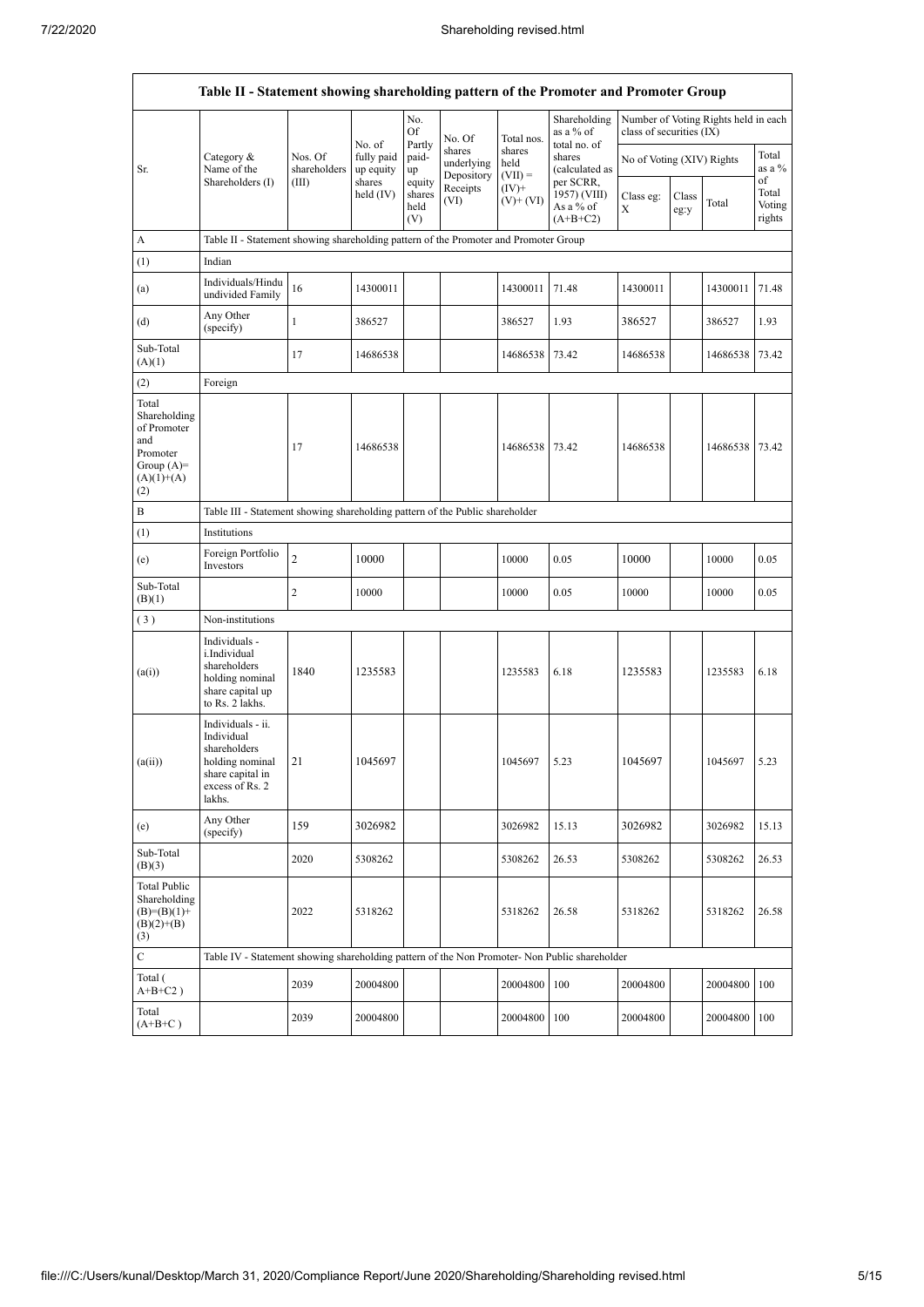| Table II - Statement showing shareholding pattern of the Promoter and Promoter Group | | | | | | | | | | | |
|---|---|---|---|---|---|---|---|---|---|---|---|
| Sr. | Category & Name of the Shareholders (I) | Nos. Of shareholders (III) | No. of fully paid up equity shares held (IV) | No. Of Partly paid-up equity shares held (V) | No. Of shares underlying Depository Receipts (VI) | Total nos. shares held (VII) = (IV)+ (V)+ (VI) | Shareholding as a % of total no. of shares (calculated as per SCRR, 1957) (VIII) As a % of (A+B+C2) | Number of Voting Rights held in each class of securities (IX) | | | |
| | | | | | | | | No of Voting (XIV) Rights | | | Total as a % of Total Voting rights |
| | | | | | | | | Class eg: X | Class eg:y | Total | |
| A | Table II - Statement showing shareholding pattern of the Promoter and Promoter Group | | | | | | | | | | |
| (1) | Indian | | | | | | | | | | |
| (a) | Individuals/Hindu undivided Family | 16 | 14300011 | | | 14300011 | 71.48 | 14300011 | | 14300011 | 71.48 |
| (d) | Any Other (specify) | 1 | 386527 | | | 386527 | 1.93 | 386527 | | 386527 | 1.93 |
| Sub-Total (A)(1) | | 17 | 14686538 | | | 14686538 | 73.42 | 14686538 | | 14686538 | 73.42 |
| (2) | Foreign | | | | | | | | | | |
| Total Shareholding of Promoter and Promoter Group (A)=(A)(1)+(A)(2) | | 17 | 14686538 | | | 14686538 | 73.42 | 14686538 | | 14686538 | 73.42 |
| B | Table III - Statement showing shareholding pattern of the Public shareholder | | | | | | | | | | |
| (1) | Institutions | | | | | | | | | | |
| (e) | Foreign Portfolio Investors | 2 | 10000 | | | 10000 | 0.05 | 10000 | | 10000 | 0.05 |
| Sub-Total (B)(1) | | 2 | 10000 | | | 10000 | 0.05 | 10000 | | 10000 | 0.05 |
| ( 3 ) | Non-institutions | | | | | | | | | | |
| (a(i)) | Individuals - i.Individual shareholders holding nominal share capital up to Rs. 2 lakhs. | 1840 | 1235583 | | | 1235583 | 6.18 | 1235583 | | 1235583 | 6.18 |
| (a(ii)) | Individuals - ii. Individual shareholders holding nominal share capital in excess of Rs. 2 lakhs. | 21 | 1045697 | | | 1045697 | 5.23 | 1045697 | | 1045697 | 5.23 |
| (e) | Any Other (specify) | 159 | 3026982 | | | 3026982 | 15.13 | 3026982 | | 3026982 | 15.13 |
| Sub-Total (B)(3) | | 2020 | 5308262 | | | 5308262 | 26.53 | 5308262 | | 5308262 | 26.53 |
| Total Public Shareholding (B)=(B)(1)+(B)(2)+(B)(3) | | 2022 | 5318262 | | | 5318262 | 26.58 | 5318262 | | 5318262 | 26.58 |
| C | Table IV - Statement showing shareholding pattern of the Non Promoter- Non Public shareholder | | | | | | | | | | |
| Total ( A+B+C2 ) | | 2039 | 20004800 | | | 20004800 | 100 | 20004800 | | 20004800 | 100 |
| Total (A+B+C ) | | 2039 | 20004800 | | | 20004800 | 100 | 20004800 | | 20004800 | 100 |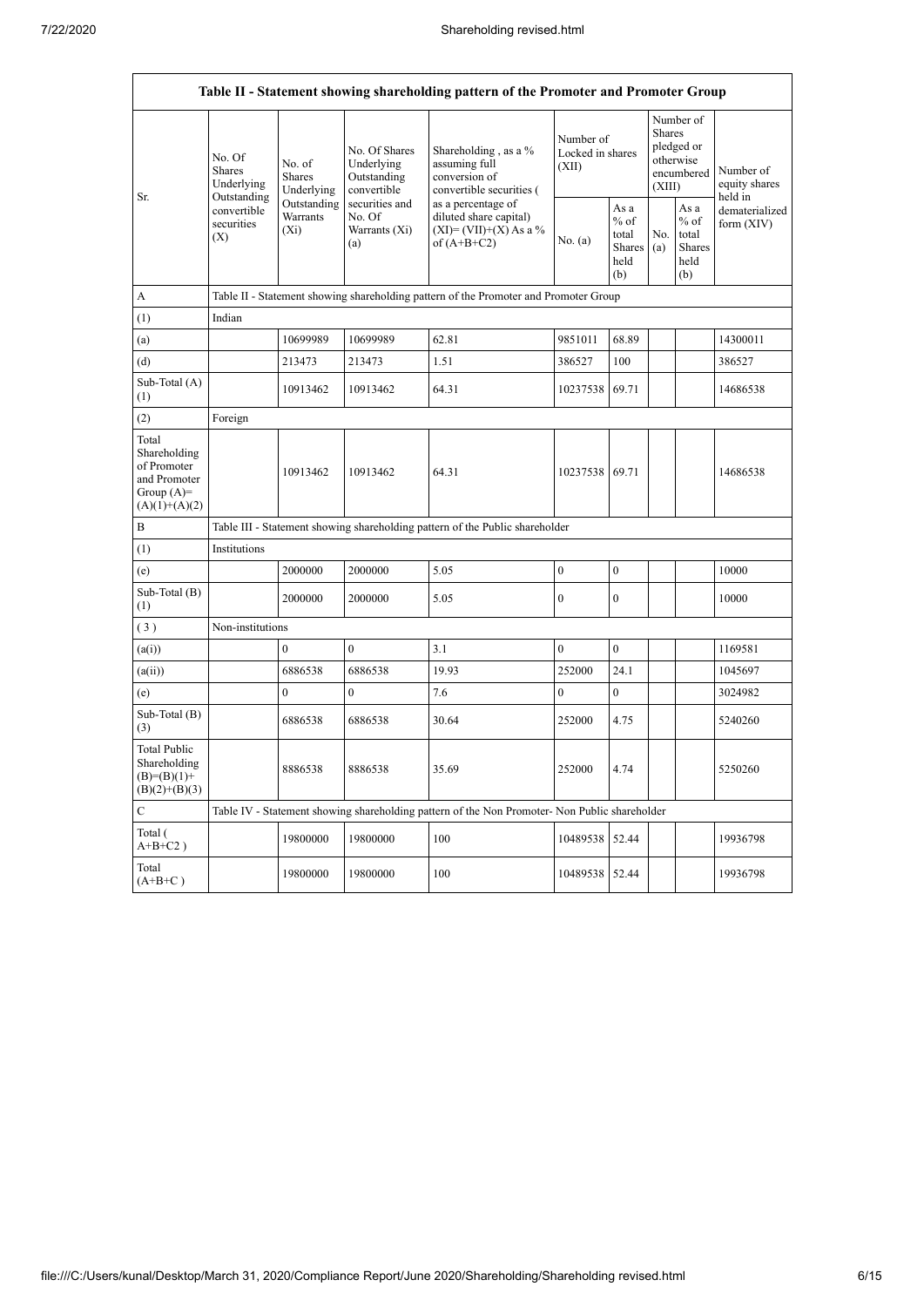| Table II - Statement showing shareholding pattern of the Promoter and Promoter Group | | | | | | | | | |
|---|---|---|---|---|---|---|---|---|---|
| Sr. | No. Of Shares Underlying Outstanding convertible securities (X) | No. of Shares Underlying Outstanding Warrants (Xi) | No. Of Shares Underlying Outstanding convertible securities and No. Of Warrants (Xi) (a) | Shareholding , as a % assuming full conversion of convertible securities ( as a percentage of diluted share capital) (XI)= (VII)+(X) As a % of (A+B+C2) | Number of Locked in shares (XII) | | Number of Shares pledged or otherwise encumbered (XIII) | | Number of equity shares held in dematerialized form (XIV) |
| | | | | | No. (a) | As a % of total Shares held (b) | No. (a) | As a % of total Shares held (b) | |
| A | Table II - Statement showing shareholding pattern of the Promoter and Promoter Group | | | | | | | | |
| (1) | Indian | | | | | | | | |
| (a) | | 10699989 | 10699989 | 62.81 | 9851011 | 68.89 | | | 14300011 |
| (d) | | 213473 | 213473 | 1.51 | 386527 | 100 | | | 386527 |
| Sub-Total (A) (1) | | 10913462 | 10913462 | 64.31 | 10237538 | 69.71 | | | 14686538 |
| (2) | Foreign | | | | | | | | |
| Total Shareholding of Promoter and Promoter Group (A)= (A)(1)+(A)(2) | | 10913462 | 10913462 | 64.31 | 10237538 | 69.71 | | | 14686538 |
| B | Table III - Statement showing shareholding pattern of the Public shareholder | | | | | | | | |
| (1) | Institutions | | | | | | | | |
| (e) | | 2000000 | 2000000 | 5.05 | 0 | 0 | | | 10000 |
| Sub-Total (B) (1) | | 2000000 | 2000000 | 5.05 | 0 | 0 | | | 10000 |
| (3) | Non-institutions | | | | | | | | |
| (a(i)) | | 0 | 0 | 3.1 | 0 | 0 | | | 1169581 |
| (a(ii)) | | 6886538 | 6886538 | 19.93 | 252000 | 24.1 | | | 1045697 |
| (e) | | 0 | 0 | 7.6 | 0 | 0 | | | 3024982 |
| Sub-Total (B) (3) | | 6886538 | 6886538 | 30.64 | 252000 | 4.75 | | | 5240260 |
| Total Public Shareholding (B)=(B)(1)+ (B)(2)+(B)(3) | | 8886538 | 8886538 | 35.69 | 252000 | 4.74 | | | 5250260 |
| C | Table IV - Statement showing shareholding pattern of the Non Promoter- Non Public shareholder | | | | | | | | |
| Total ( A+B+C2 ) | | 19800000 | 19800000 | 100 | 10489538 | 52.44 | | | 19936798 |
| Total (A+B+C ) | | 19800000 | 19800000 | 100 | 10489538 | 52.44 | | | 19936798 |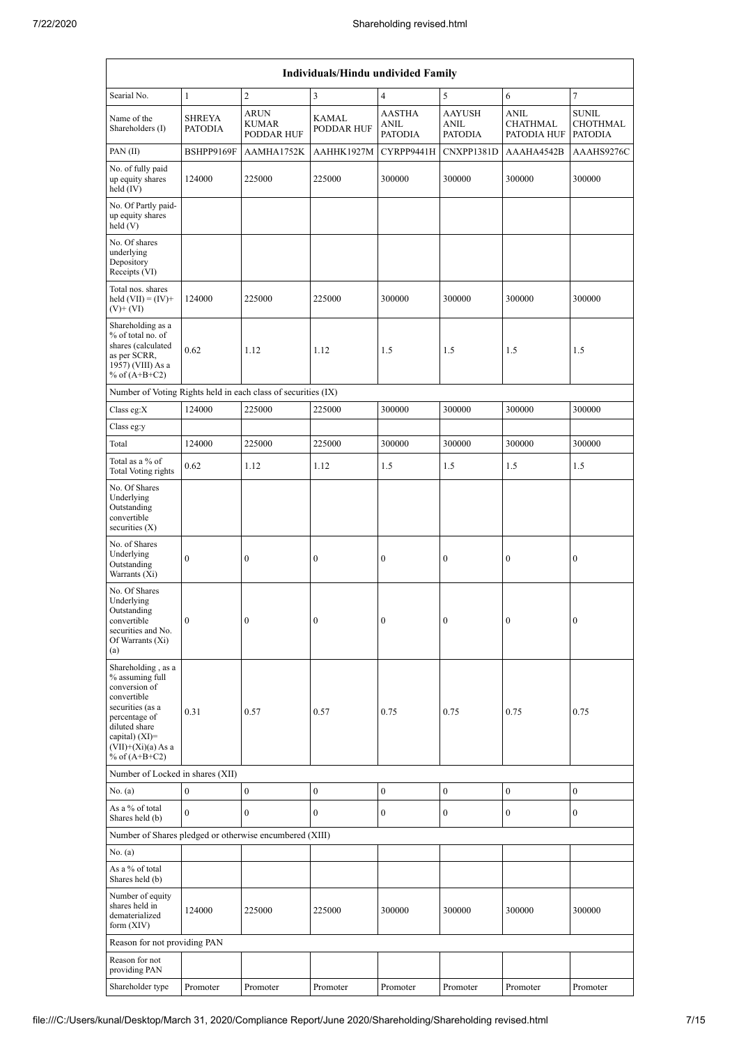| Individuals/Hindu undivided Family | | | | | | | |
|---|---|---|---|---|---|---|---|
| Searial No. | 1 | 2 | 3 | 4 | 5 | 6 | 7 |
| Name of the Shareholders (I) | SHREYA PATODIA | ARUN KUMAR PODDAR HUF | KAMAL PODDAR HUF | AASTHA ANIL PATODIA | AAYUSH ANIL PATODIA | ANIL CHATHMAL PATODIA HUF | SUNIL CHOTHMAL PATODIA |
| PAN (II) | BSHPP9169F | AAMHA1752K | AAHHK1927M | CYRPP9441H | CNXPP1381D | AAAHA4542B | AAAHS9276C |
| No. of fully paid up equity shares held (IV) | 124000 | 225000 | 225000 | 300000 | 300000 | 300000 | 300000 |
| No. Of Partly paid-up equity shares held (V) | | | | | | | |
| No. Of shares underlying Depository Receipts (VI) | | | | | | | |
| Total nos. shares held (VII) = (IV)+(V)+ (VI) | 124000 | 225000 | 225000 | 300000 | 300000 | 300000 | 300000 |
| Shareholding as a % of total no. of shares (calculated as per SCRR, 1957) (VIII) As a % of (A+B+C2) | 0.62 | 1.12 | 1.12 | 1.5 | 1.5 | 1.5 | 1.5 |
| Number of Voting Rights held in each class of securities (IX) | | | | | | | |
| Class eg:X | 124000 | 225000 | 225000 | 300000 | 300000 | 300000 | 300000 |
| Class eg:y | | | | | | | |
| Total | 124000 | 225000 | 225000 | 300000 | 300000 | 300000 | 300000 |
| Total as a % of Total Voting rights | 0.62 | 1.12 | 1.12 | 1.5 | 1.5 | 1.5 | 1.5 |
| No. Of Shares Underlying Outstanding convertible securities (X) | | | | | | | |
| No. of Shares Underlying Outstanding Warrants (Xi) | 0 | 0 | 0 | 0 | 0 | 0 | 0 |
| No. Of Shares Underlying Outstanding convertible securities and No. Of Warrants (Xi) (a) | 0 | 0 | 0 | 0 | 0 | 0 | 0 |
| Shareholding , as a % assuming full conversion of convertible securities (as a percentage of diluted share capital) (XI)= (VII)+(Xi)(a) As a % of (A+B+C2) | 0.31 | 0.57 | 0.57 | 0.75 | 0.75 | 0.75 | 0.75 |
| Number of Locked in shares (XII) | | | | | | | |
| No. (a) | 0 | 0 | 0 | 0 | 0 | 0 | 0 |
| As a % of total Shares held (b) | 0 | 0 | 0 | 0 | 0 | 0 | 0 |
| Number of Shares pledged or otherwise encumbered (XIII) | | | | | | | |
| No. (a) | | | | | | | |
| As a % of total Shares held (b) | | | | | | | |
| Number of equity shares held in dematerialized form (XIV) | 124000 | 225000 | 225000 | 300000 | 300000 | 300000 | 300000 |
| Reason for not providing PAN | | | | | | | |
| Reason for not providing PAN | | | | | | | |
| Shareholder type | Promoter | Promoter | Promoter | Promoter | Promoter | Promoter | Promoter |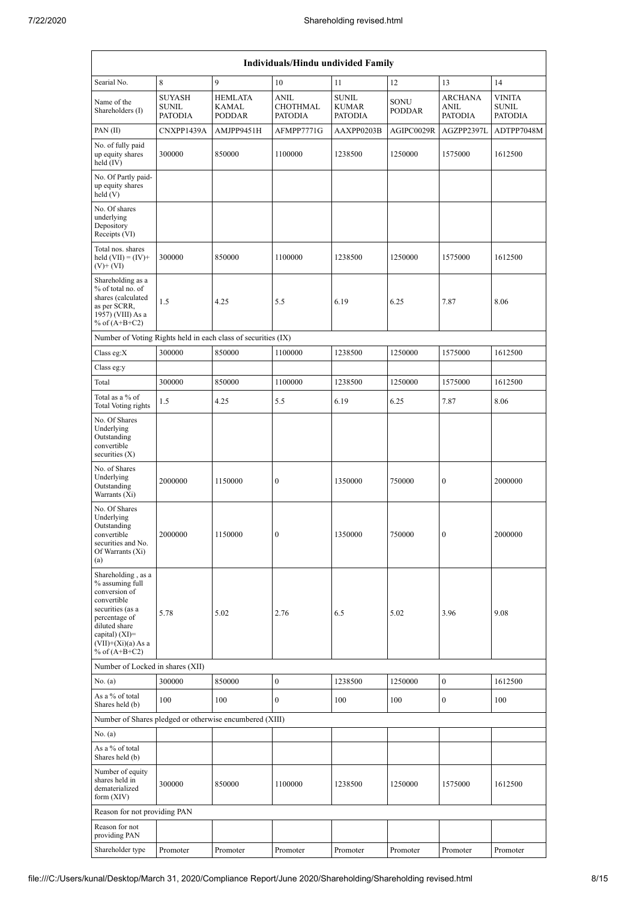| Individuals/Hindu undivided Family | | | | | | | |
|---|---|---|---|---|---|---|---|
| Searial No. | 8 | 9 | 10 | 11 | 12 | 13 | 14 |
| Name of the Shareholders (I) | SUYASH SUNIL PATODIA | HEMLATA KAMAL PODDAR | ANIL CHOTHMAL PATODIA | SUNIL KUMAR PATODIA | SONU PODDAR | ARCHANA ANIL PATODIA | VINITA SUNIL PATODIA |
| PAN (II) | CNXPP1439A | AMJPP9451H | AFMPP7771G | AAXPP0203B | AGIPC0029R | AGZPP2397L | ADTPP7048M |
| No. of fully paid up equity shares held (IV) | 300000 | 850000 | 1100000 | 1238500 | 1250000 | 1575000 | 1612500 |
| No. Of Partly paid-up equity shares held (V) | | | | | | | |
| No. Of shares underlying Depository Receipts (VI) | | | | | | | |
| Total nos. shares held (VII) = (IV)+(V)+ (VI) | 300000 | 850000 | 1100000 | 1238500 | 1250000 | 1575000 | 1612500 |
| Shareholding as a % of total no. of shares (calculated as per SCRR, 1957) (VIII) As a % of (A+B+C2) | 1.5 | 4.25 | 5.5 | 6.19 | 6.25 | 7.87 | 8.06 |
| Number of Voting Rights held in each class of securities (IX) | | | | | | | |
| Class eg:X | 300000 | 850000 | 1100000 | 1238500 | 1250000 | 1575000 | 1612500 |
| Class eg:y | | | | | | | |
| Total | 300000 | 850000 | 1100000 | 1238500 | 1250000 | 1575000 | 1612500 |
| Total as a % of Total Voting rights | 1.5 | 4.25 | 5.5 | 6.19 | 6.25 | 7.87 | 8.06 |
| No. Of Shares Underlying Outstanding convertible securities (X) | | | | | | | |
| No. of Shares Underlying Outstanding Warrants (Xi) | 2000000 | 1150000 | 0 | 1350000 | 750000 | 0 | 2000000 |
| No. Of Shares Underlying Outstanding convertible securities and No. Of Warrants (Xi) (a) | 2000000 | 1150000 | 0 | 1350000 | 750000 | 0 | 2000000 |
| Shareholding , as a % assuming full conversion of convertible securities (as a percentage of diluted share capital) (XI)= (VII)+(Xi)(a) As a % of (A+B+C2) | 5.78 | 5.02 | 2.76 | 6.5 | 5.02 | 3.96 | 9.08 |
| Number of Locked in shares (XII) | | | | | | | |
| No. (a) | 300000 | 850000 | 0 | 1238500 | 1250000 | 0 | 1612500 |
| As a % of total Shares held (b) | 100 | 100 | 0 | 100 | 100 | 0 | 100 |
| Number of Shares pledged or otherwise encumbered (XIII) | | | | | | | |
| No. (a) | | | | | | | |
| As a % of total Shares held (b) | | | | | | | |
| Number of equity shares held in dematerialized form (XIV) | 300000 | 850000 | 1100000 | 1238500 | 1250000 | 1575000 | 1612500 |
| Reason for not providing PAN | | | | | | | |
| Reason for not providing PAN | | | | | | | |
| Shareholder type | Promoter | Promoter | Promoter | Promoter | Promoter | Promoter | Promoter |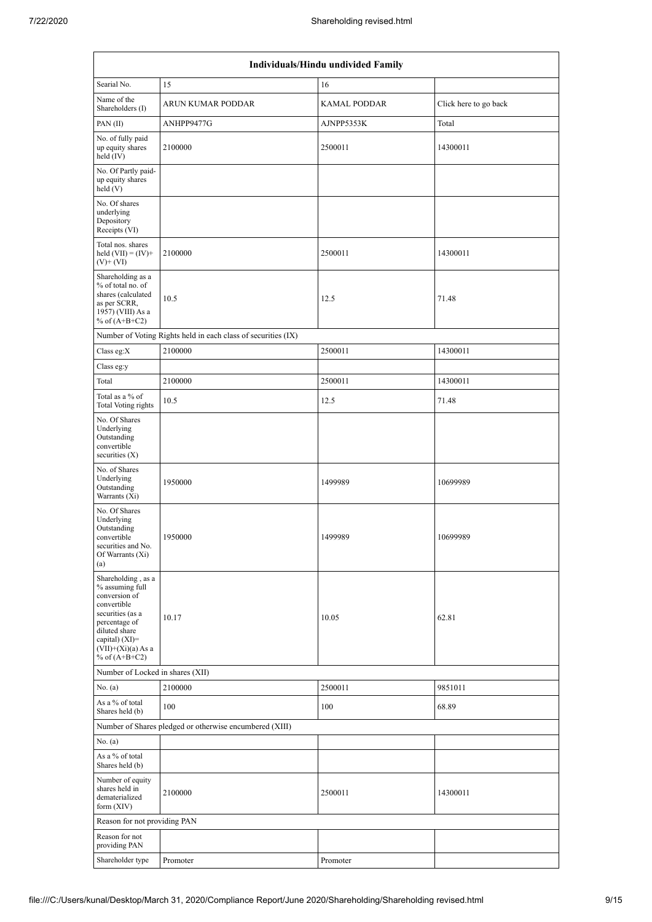| Individuals/Hindu undivided Family | | | |
|---|---|---|---|
| Searial No. | 15 | 16 | |
| Name of the Shareholders (I) | ARUN KUMAR PODDAR | KAMAL PODDAR | Click here to go back |
| PAN (II) | ANHPP9477G | AJNPP5353K | Total |
| No. of fully paid up equity shares held (IV) | 2100000 | 2500011 | 14300011 |
| No. Of Partly paid-up equity shares held (V) | | | |
| No. Of shares underlying Depository Receipts (VI) | | | |
| Total nos. shares held (VII) = (IV)+ (V)+ (VI) | 2100000 | 2500011 | 14300011 |
| Shareholding as a % of total no. of shares (calculated as per SCRR, 1957) (VIII) As a % of (A+B+C2) | 10.5 | 12.5 | 71.48 |
| Number of Voting Rights held in each class of securities (IX) | | | |
| Class eg:X | 2100000 | 2500011 | 14300011 |
| Class eg:y | | | |
| Total | 2100000 | 2500011 | 14300011 |
| Total as a % of Total Voting rights | 10.5 | 12.5 | 71.48 |
| No. Of Shares Underlying Outstanding convertible securities (X) | | | |
| No. of Shares Underlying Outstanding Warrants (Xi) | 1950000 | 1499989 | 10699989 |
| No. Of Shares Underlying Outstanding convertible securities and No. Of Warrants (Xi) (a) | 1950000 | 1499989 | 10699989 |
| Shareholding , as a % assuming full conversion of convertible securities (as a percentage of diluted share capital) (XI)= (VII)+(Xi)(a) As a % of (A+B+C2) | 10.17 | 10.05 | 62.81 |
| Number of Locked in shares (XII) | | | |
| No. (a) | 2100000 | 2500011 | 9851011 |
| As a % of total Shares held (b) | 100 | 100 | 68.89 |
| Number of Shares pledged or otherwise encumbered (XIII) | | | |
| No. (a) | | | |
| As a % of total Shares held (b) | | | |
| Number of equity shares held in dematerialized form (XIV) | 2100000 | 2500011 | 14300011 |
| Reason for not providing PAN | | | |
| Reason for not providing PAN | | | |
| Shareholder type | Promoter | Promoter | |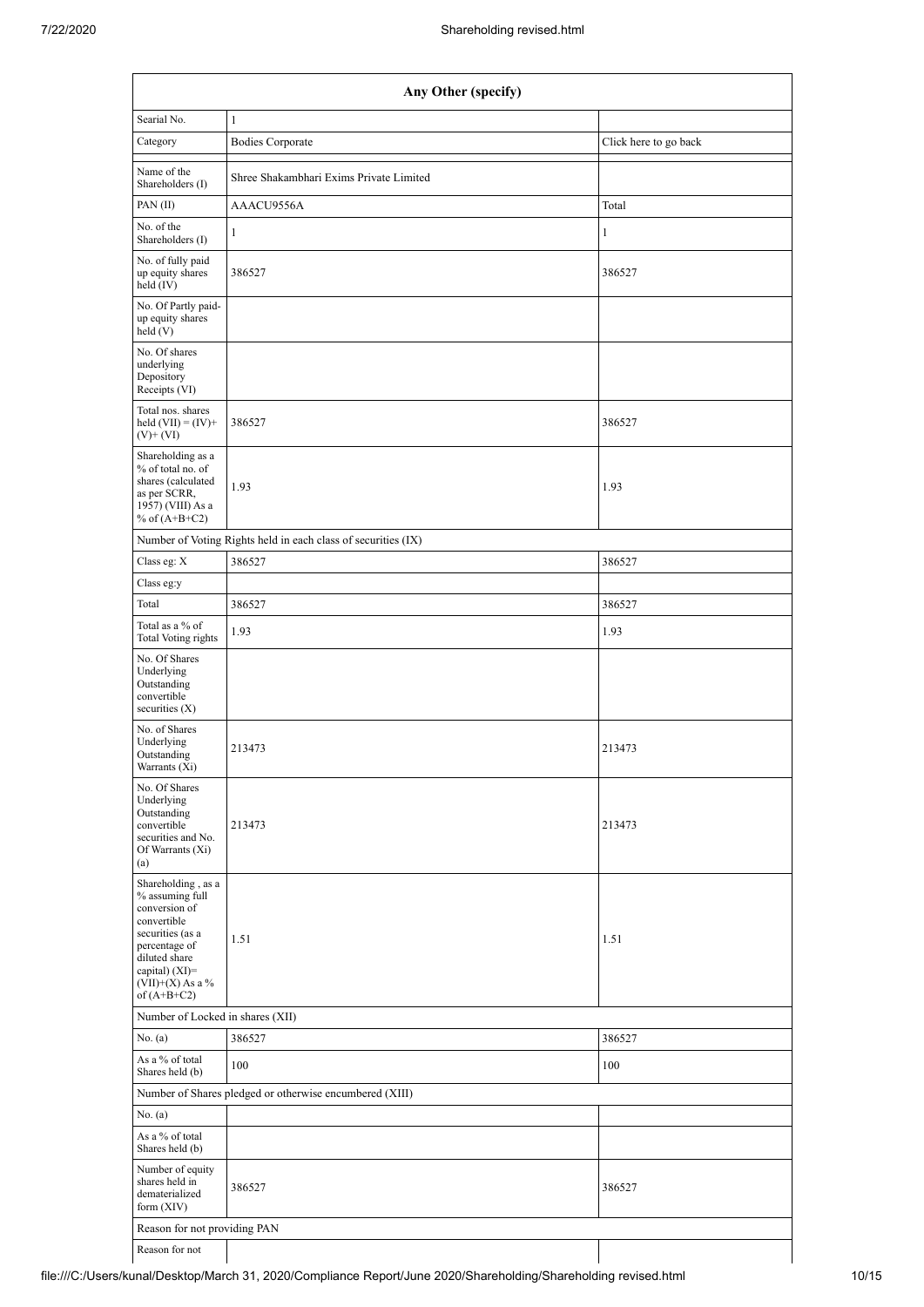| Any Other (specify) | | |
|---|---|---|
| Searial No. | 1 | |
| Category | Bodies Corporate | Click here to go back |
| Name of the Shareholders (I) | Shree Shakambhari Exims Private Limited | |
| PAN (II) | AAACU9556A | Total |
| No. of the Shareholders (I) | 1 | 1 |
| No. of fully paid up equity shares held (IV) | 386527 | 386527 |
| No. Of Partly paid-up equity shares held (V) | | |
| No. Of shares underlying Depository Receipts (VI) | | |
| Total nos. shares held (VII) = (IV)+ (V)+ (VI) | 386527 | 386527 |
| Shareholding as a % of total no. of shares (calculated as per SCRR, 1957) (VIII) As a % of (A+B+C2) | 1.93 | 1.93 |
| Number of Voting Rights held in each class of securities (IX) | | |
| Class eg: X | 386527 | 386527 |
| Class eg:y | | |
| Total | 386527 | 386527 |
| Total as a % of Total Voting rights | 1.93 | 1.93 |
| No. Of Shares Underlying Outstanding convertible securities (X) | | |
| No. of Shares Underlying Outstanding Warrants (Xi) | 213473 | 213473 |
| No. Of Shares Underlying Outstanding convertible securities and No. Of Warrants (Xi) (a) | 213473 | 213473 |
| Shareholding , as a % assuming full conversion of convertible securities (as a percentage of diluted share capital) (XI)= (VII)+(X) As a % of (A+B+C2) | 1.51 | 1.51 |
| Number of Locked in shares (XII) | | |
| No. (a) | 386527 | 386527 |
| As a % of total Shares held (b) | 100 | 100 |
| Number of Shares pledged or otherwise encumbered (XIII) | | |
| No. (a) | | |
| As a % of total Shares held (b) | | |
| Number of equity shares held in dematerialized form (XIV) | 386527 | 386527 |
| Reason for not providing PAN | | |
| Reason for not | | |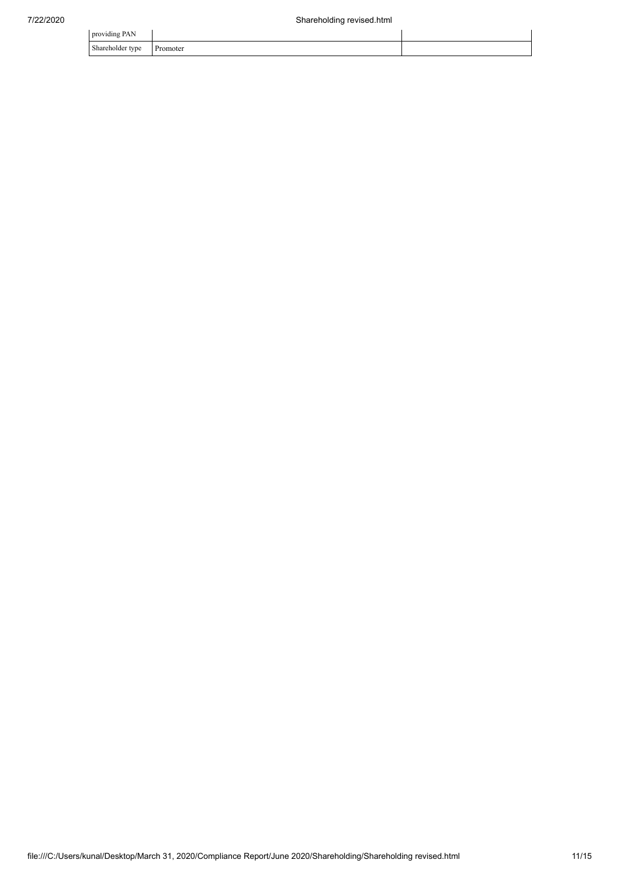| | | |
|---|---|---|
| providing PAN | | |
| Shareholder type | Promoter | |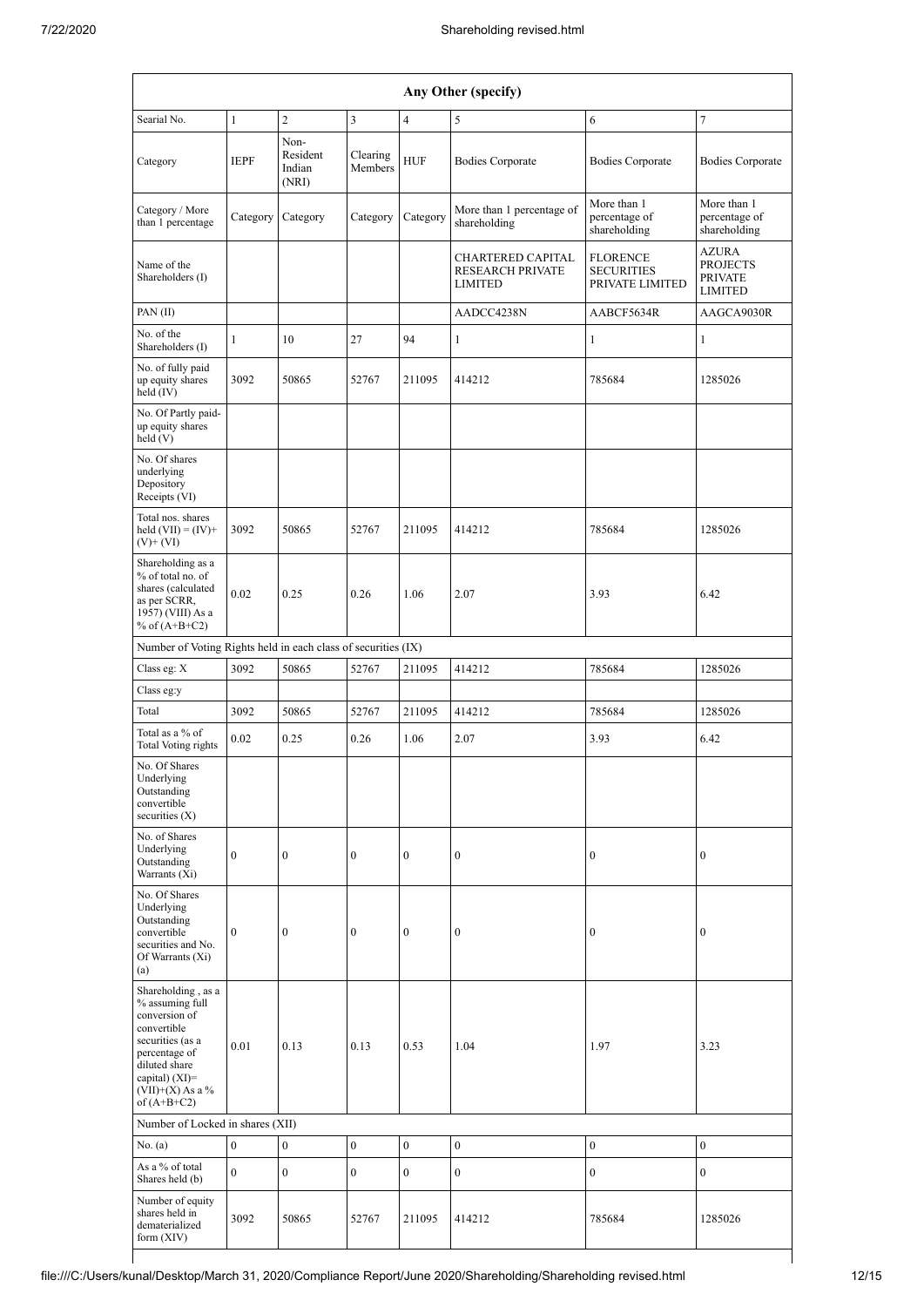| Any Other (specify) | | | | | | | |
|---|---|---|---|---|---|---|---|
| Searial No. | 1 | 2 | 3 | 4 | 5 | 6 | 7 |
| Category | IEPF | Non-Resident Indian (NRI) | Clearing Members | HUF | Bodies Corporate | Bodies Corporate | Bodies Corporate |
| Category / More than 1 percentage | Category | Category | Category | Category | More than 1 percentage of shareholding | More than 1 percentage of shareholding | More than 1 percentage of shareholding |
| Name of the Shareholders (I) | | | | | CHARTERED CAPITAL RESEARCH PRIVATE LIMITED | FLORENCE SECURITIES PRIVATE LIMITED | AZURA PROJECTS PRIVATE LIMITED |
| PAN (II) | | | | | AADCC4238N | AABCF5634R | AAGCA9030R |
| No. of the Shareholders (I) | 1 | 10 | 27 | 94 | 1 | 1 | 1 |
| No. of fully paid up equity shares held (IV) | 3092 | 50865 | 52767 | 211095 | 414212 | 785684 | 1285026 |
| No. Of Partly paid-up equity shares held (V) | | | | | | | |
| No. Of shares underlying Depository Receipts (VI) | | | | | | | |
| Total nos. shares held (VII) = (IV)+ (V)+ (VI) | 3092 | 50865 | 52767 | 211095 | 414212 | 785684 | 1285026 |
| Shareholding as a % of total no. of shares (calculated as per SCRR, 1957) (VIII) As a % of (A+B+C2) | 0.02 | 0.25 | 0.26 | 1.06 | 2.07 | 3.93 | 6.42 |
| Number of Voting Rights held in each class of securities (IX) | | | | | | | |
| Class eg: X | 3092 | 50865 | 52767 | 211095 | 414212 | 785684 | 1285026 |
| Class eg:y | | | | | | | |
| Total | 3092 | 50865 | 52767 | 211095 | 414212 | 785684 | 1285026 |
| Total as a % of Total Voting rights | 0.02 | 0.25 | 0.26 | 1.06 | 2.07 | 3.93 | 6.42 |
| No. Of Shares Underlying Outstanding convertible securities (X) | | | | | | | |
| No. of Shares Underlying Outstanding Warrants (Xi) | 0 | 0 | 0 | 0 | 0 | 0 | 0 |
| No. Of Shares Underlying Outstanding convertible securities and No. Of Warrants (Xi) (a) | 0 | 0 | 0 | 0 | 0 | 0 | 0 |
| Shareholding , as a % assuming full conversion of convertible securities (as a percentage of diluted share capital) (XI)= (VII)+(X) As a % of (A+B+C2) | 0.01 | 0.13 | 0.13 | 0.53 | 1.04 | 1.97 | 3.23 |
| Number of Locked in shares (XII) | | | | | | | |
| No. (a) | 0 | 0 | 0 | 0 | 0 | 0 | 0 |
| As a % of total Shares held (b) | 0 | 0 | 0 | 0 | 0 | 0 | 0 |
| Number of equity shares held in dematerialized form (XIV) | 3092 | 50865 | 52767 | 211095 | 414212 | 785684 | 1285026 |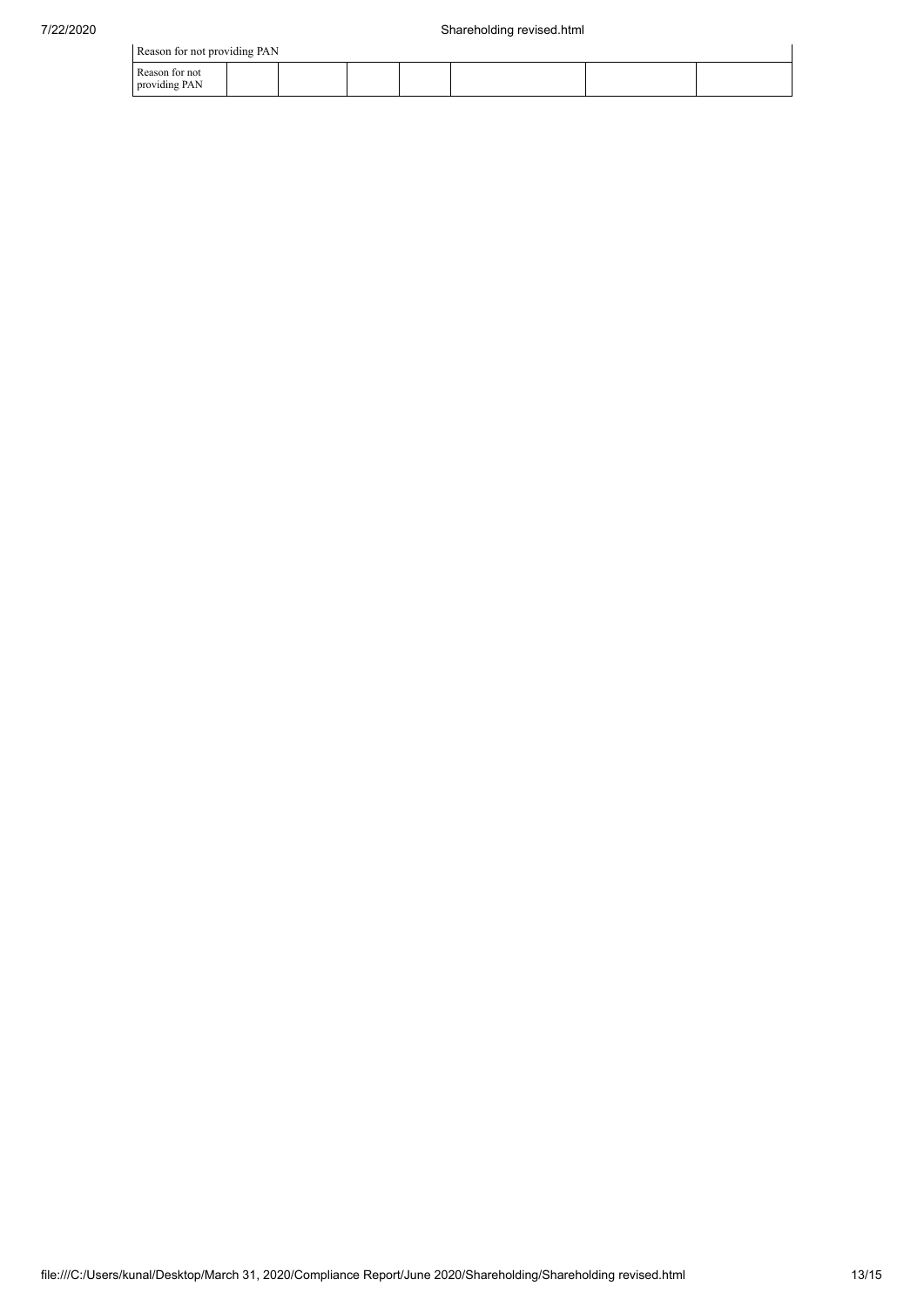| Reason for not providing PAN | | | | | | | |
|---|---|---|---|---|---|---|---|
| Reason for not providing PAN | | | | | | | |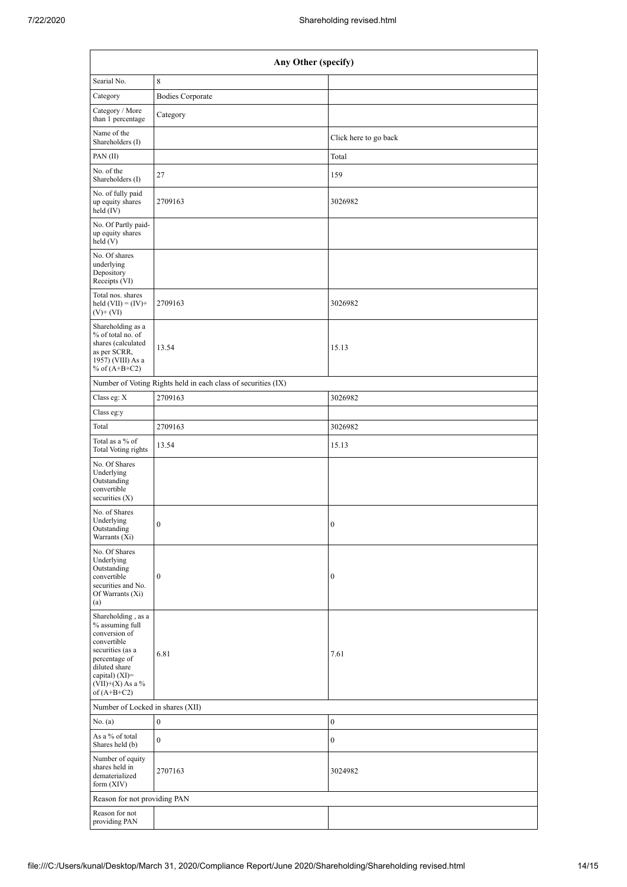| Any Other (specify) | | |
|---|---|---|
| Searial No. | 8 | |
| Category | Bodies Corporate | |
| Category / More than 1 percentage | Category | |
| Name of the Shareholders (I) | | Click here to go back |
| PAN (II) | | Total |
| No. of the Shareholders (I) | 27 | 159 |
| No. of fully paid up equity shares held (IV) | 2709163 | 3026982 |
| No. Of Partly paid-up equity shares held (V) | | |
| No. Of shares underlying Depository Receipts (VI) | | |
| Total nos. shares held (VII) = (IV)+(V)+ (VI) | 2709163 | 3026982 |
| Shareholding as a % of total no. of shares (calculated as per SCRR, 1957) (VIII) As a % of (A+B+C2) | 13.54 | 15.13 |
| Number of Voting Rights held in each class of securities (IX) | | |
| Class eg: X | 2709163 | 3026982 |
| Class eg:y | | |
| Total | 2709163 | 3026982 |
| Total as a % of Total Voting rights | 13.54 | 15.13 |
| No. Of Shares Underlying Outstanding convertible securities (X) | | |
| No. of Shares Underlying Outstanding Warrants (Xi) | 0 | 0 |
| No. Of Shares Underlying Outstanding convertible securities and No. Of Warrants (Xi) (a) | 0 | 0 |
| Shareholding , as a % assuming full conversion of convertible securities (as a percentage of diluted share capital) (XI)= (VII)+(X) As a % of (A+B+C2) | 6.81 | 7.61 |
| Number of Locked in shares (XII) | | |
| No. (a) | 0 | 0 |
| As a % of total Shares held (b) | 0 | 0 |
| Number of equity shares held in dematerialized form (XIV) | 2707163 | 3024982 |
| Reason for not providing PAN | | |
| Reason for not providing PAN | | |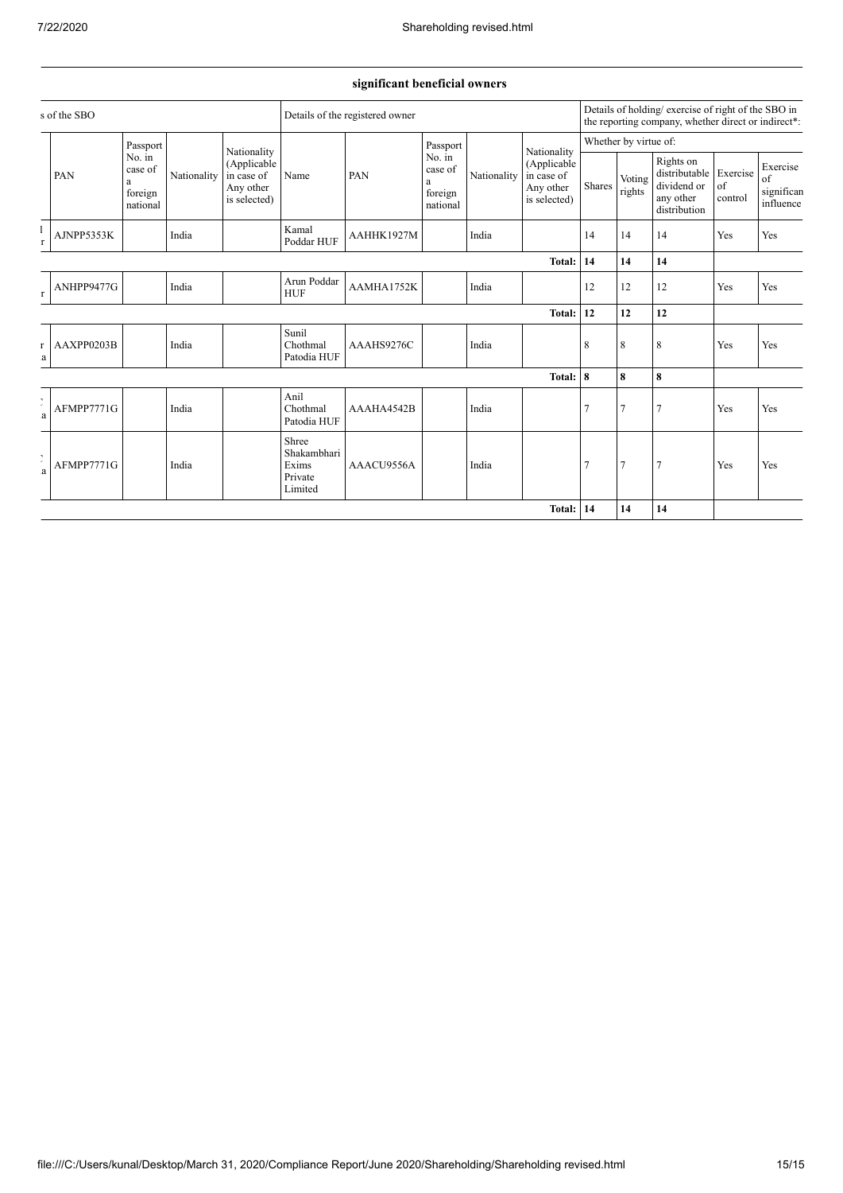## significant beneficial owners

| s of the SBO | | | | | Details of the registered owner | | | | | Details of holding/ exercise of right of the SBO in the reporting company, whether direct or indirect*: | | | | |
|---|---|---|---|---|---|---|---|---|---|---|---|---|---|---|
| | PAN | Passport No. in case of a foreign national | Nationality | Nationality (Applicable in case of Any other is selected) | Name | PAN | Passport No. in case of a foreign national | Nationality | Nationality (Applicable in case of Any other is selected) | Whether by virtue of: Shares | Voting rights | Rights on distributable dividend or any other distribution | Exercise of control | Exercise of significan influence |
| l r | AJNPP5353K | | India | | Kamal Poddar HUF | AAHHK1927M | | India | | 14 | 14 | 14 | Yes | Yes |
| | | | | | | | | | **Total:** | **14** | **14** | **14** | | |
| r | ANHPP9477G | | India | | Arun Poddar HUF | AAMHA1752K | | India | | 12 | 12 | 12 | Yes | Yes |
| | | | | | | | | | **Total:** | **12** | **12** | **12** | | |
| r a | AAXPP0203B | | India | | Sunil Chothmal Patodia HUF | AAAHS9276C | | India | | 8 | 8 | 8 | Yes | Yes |
| | | | | | | | | | **Total:** | **8** | **8** | **8** | | |
| a | AFMPP7771G | | India | | Anil Chothmal Patodia HUF | AAAHA4542B | | India | | 7 | 7 | 7 | Yes | Yes |
| a | AFMPP7771G | | India | | Shree Shakambhari Exims Private Limited | AAACU9556A | | India | | 7 | 7 | 7 | Yes | Yes |
| | | | | | | | | | **Total:** | **14** | **14** | **14** | | |